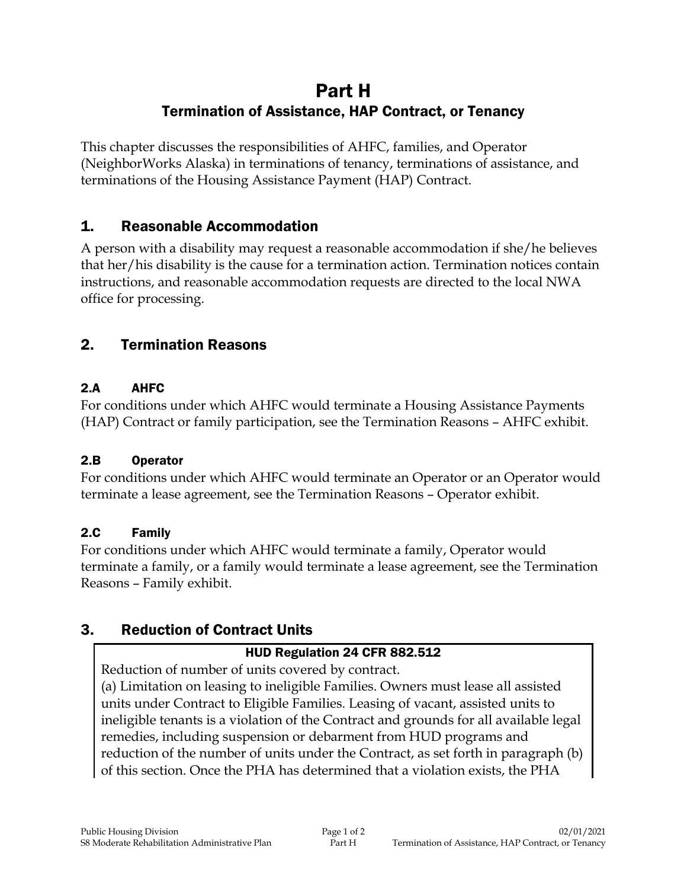# Part H

## Termination of Assistance, HAP Contract, or Tenancy

This chapter discusses the responsibilities of AHFC, families, and Operator (NeighborWorks Alaska) in terminations of tenancy, terminations of assistance, and terminations of the Housing Assistance Payment (HAP) Contract.

## 1. Reasonable Accommodation

A person with a disability may request a reasonable accommodation if she/he believes that her/his disability is the cause for a termination action. Termination notices contain instructions, and reasonable accommodation requests are directed to the local NWA office for processing.

## 2. Termination Reasons

### 2.A AHFC

For conditions under which AHFC would terminate a Housing Assistance Payments (HAP) Contract or family participation, see the Termination Reasons – AHFC exhibit.

### 2.B Operator

For conditions under which AHFC would terminate an Operator or an Operator would terminate a lease agreement, see the Termination Reasons – Operator exhibit.

### 2.C Family

For conditions under which AHFC would terminate a family, Operator would terminate a family, or a family would terminate a lease agreement, see the Termination Reasons – Family exhibit.

## 3. Reduction of Contract Units

**HUD Regulation 24 CFR 882.512**

Reduction of number of units covered by contract.

(a) Limitation on leasing to ineligible Families. Owners must lease all assisted units under Contract to Eligible Families. Leasing of vacant, assisted units to ineligible tenants is a violation of the Contract and grounds for all available legal remedies, including suspension or debarment from HUD programs and reduction of the number of units under the Contract, as set forth in paragraph (b) of this section. Once the PHA has determined that a violation exists, the PHA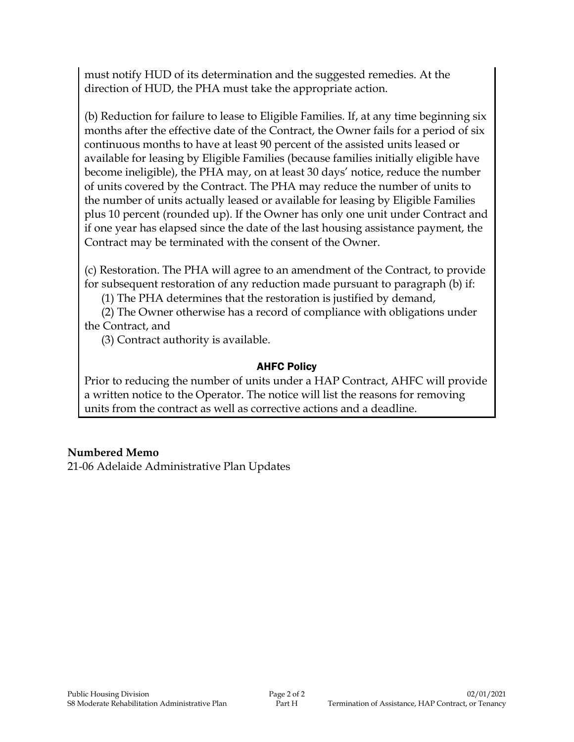must notify HUD of its determination and the suggested remedies. At the direction of HUD, the PHA must take the appropriate action.

(b) Reduction for failure to lease to Eligible Families. If, at any time beginning six months after the effective date of the Contract, the Owner fails for a period of six continuous months to have at least 90 percent of the assisted units leased or available for leasing by Eligible Families (because families initially eligible have become ineligible), the PHA may, on at least 30 days' notice, reduce the number of units covered by the Contract. The PHA may reduce the number of units to the number of units actually leased or available for leasing by Eligible Families plus 10 percent (rounded up). If the Owner has only one unit under Contract and if one year has elapsed since the date of the last housing assistance payment, the Contract may be terminated with the consent of the Owner.

(c) Restoration. The PHA will agree to an amendment of the Contract, to provide for subsequent restoration of any reduction made pursuant to paragraph (b) if:

(1) The PHA determines that the restoration is justified by demand,

(2) The Owner otherwise has a record of compliance with obligations under the Contract, and

(3) Contract authority is available.

**AHFC Policy**

Prior to reducing the number of units under a HAP Contract, AHFC will provide a written notice to the Operator. The notice will list the reasons for removing units from the contract as well as corrective actions and a deadline.

**Numbered Memo**

21-06 Adelaide Administrative Plan Updates